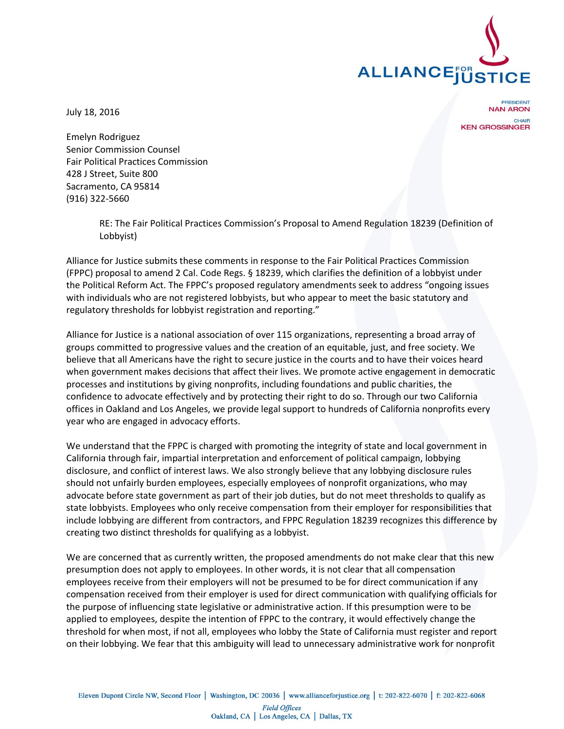ALLIANCE FOR JUSTICE

PRESIDENT
NAN ARON

CHAIR
KEN GROSSINGER

July 18, 2016

Emelyn Rodriguez
Senior Commission Counsel
Fair Political Practices Commission
428 J Street, Suite 800
Sacramento, CA 95814
(916) 322-5660

RE: The Fair Political Practices Commission's Proposal to Amend Regulation 18239 (Definition of Lobbyist)

Alliance for Justice submits these comments in response to the Fair Political Practices Commission (FPPC) proposal to amend 2 Cal. Code Regs. § 18239, which clarifies the definition of a lobbyist under the Political Reform Act. The FPPC's proposed regulatory amendments seek to address "ongoing issues with individuals who are not registered lobbyists, but who appear to meet the basic statutory and regulatory thresholds for lobbyist registration and reporting."

Alliance for Justice is a national association of over 115 organizations, representing a broad array of groups committed to progressive values and the creation of an equitable, just, and free society. We believe that all Americans have the right to secure justice in the courts and to have their voices heard when government makes decisions that affect their lives. We promote active engagement in democratic processes and institutions by giving nonprofits, including foundations and public charities, the confidence to advocate effectively and by protecting their right to do so. Through our two California offices in Oakland and Los Angeles, we provide legal support to hundreds of California nonprofits every year who are engaged in advocacy efforts.

We understand that the FPPC is charged with promoting the integrity of state and local government in California through fair, impartial interpretation and enforcement of political campaign, lobbying disclosure, and conflict of interest laws. We also strongly believe that any lobbying disclosure rules should not unfairly burden employees, especially employees of nonprofit organizations, who may advocate before state government as part of their job duties, but do not meet thresholds to qualify as state lobbyists. Employees who only receive compensation from their employer for responsibilities that include lobbying are different from contractors, and FPPC Regulation 18239 recognizes this difference by creating two distinct thresholds for qualifying as a lobbyist.

We are concerned that as currently written, the proposed amendments do not make clear that this new presumption does not apply to employees. In other words, it is not clear that all compensation employees receive from their employers will not be presumed to be for direct communication if any compensation received from their employer is used for direct communication with qualifying officials for the purpose of influencing state legislative or administrative action. If this presumption were to be applied to employees, despite the intention of FPPC to the contrary, it would effectively change the threshold for when most, if not all, employees who lobby the State of California must register and report on their lobbying. We fear that this ambiguity will lead to unnecessary administrative work for nonprofit

Eleven Dupont Circle NW, Second Floor | Washington, DC 20036 | www.allianceforjustice.org | t: 202-822-6070 | f: 202-822-6068

*Field Offices*
Oakland, CA | Los Angeles, CA | Dallas, TX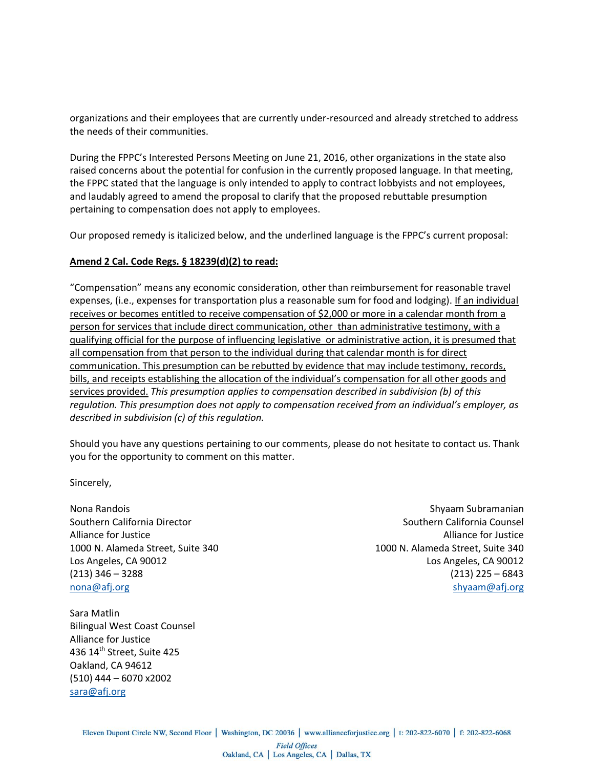organizations and their employees that are currently under-resourced and already stretched to address the needs of their communities.

During the FPPC's Interested Persons Meeting on June 21, 2016, other organizations in the state also raised concerns about the potential for confusion in the currently proposed language. In that meeting, the FPPC stated that the language is only intended to apply to contract lobbyists and not employees, and laudably agreed to amend the proposal to clarify that the proposed rebuttable presumption pertaining to compensation does not apply to employees.

Our proposed remedy is italicized below, and the underlined language is the FPPC's current proposal:

**<u>Amend 2 Cal. Code Regs. § 18239(d)(2) to read:</u>**

"Compensation" means any economic consideration, other than reimbursement for reasonable travel expenses, (i.e., expenses for transportation plus a reasonable sum for food and lodging). <u>If an individual receives or becomes entitled to receive compensation of $2,000 or more in a calendar month from a person for services that include direct communication, other than administrative testimony, with a qualifying official for the purpose of influencing legislative or administrative action, it is presumed that all compensation from that person to the individual during that calendar month is for direct communication. This presumption can be rebutted by evidence that may include testimony, records, bills, and receipts establishing the allocation of the individual's compensation for all other goods and services provided.</u> *This presumption applies to compensation described in subdivision (b) of this regulation. This presumption does not apply to compensation received from an individual's employer, as described in subdivision (c) of this regulation.*

Should you have any questions pertaining to our comments, please do not hesitate to contact us. Thank you for the opportunity to comment on this matter.

Sincerely,

Nona Randois
Southern California Director
Alliance for Justice
1000 N. Alameda Street, Suite 340
Los Angeles, CA 90012
(213) 346 – 3288
nona@afj.org

Shyaam Subramanian
Southern California Counsel
Alliance for Justice
1000 N. Alameda Street, Suite 340
Los Angeles, CA 90012
(213) 225 – 6843
shyaam@afj.org

Sara Matlin
Bilingual West Coast Counsel
Alliance for Justice
436 14th Street, Suite 425
Oakland, CA 94612
(510) 444 – 6070 x2002
sara@afj.org